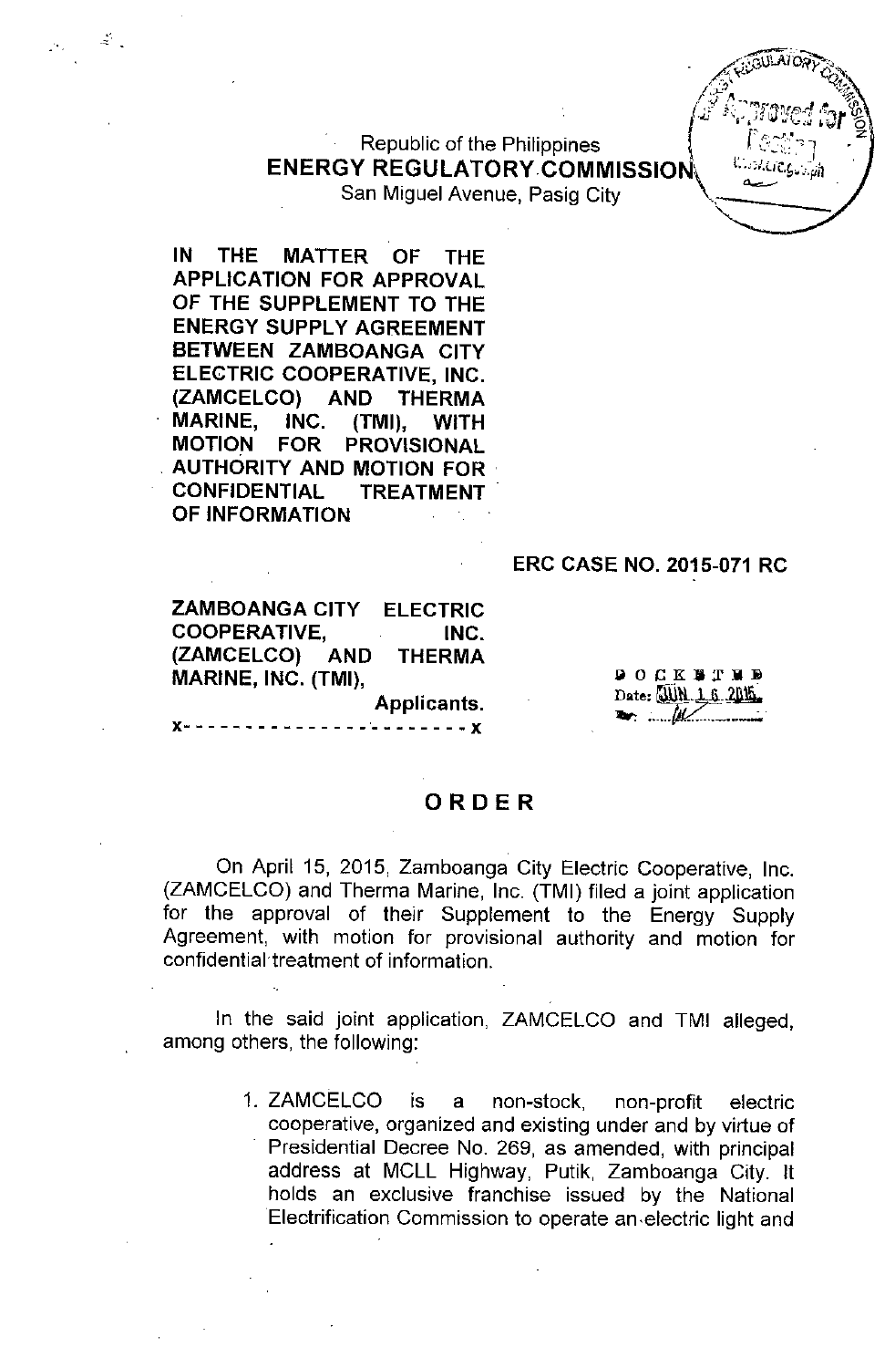Republic of the Philippines
**ENERGY REGULATORY COMMISSION**
San Miguel Avenue, Pasig City

**IN THE MATTER OF THE APPLICATION FOR APPROVAL OF THE SUPPLEMENT TO THE ENERGY SUPPLY AGREEMENT BETWEEN ZAMBOANGA CITY ELECTRIC COOPERATIVE, INC. (ZAMCELCO) AND THERMA MARINE, INC. (TMI), WITH MOTION FOR PROVISIONAL AUTHORITY AND MOTION FOR CONFIDENTIAL TREATMENT OF INFORMATION**

**ERC CASE NO. 2015-071 RC**

**ZAMBOANGA CITY ELECTRIC COOPERATIVE, INC. (ZAMCELCO) AND THERMA MARINE, INC. (TMI),**
**Applicants.**

x- - - - - - - - - - - - - - - - - - - - - - - x

DOCKETED
Date: JUN 16 2015

# ORDER

On April 15, 2015, Zamboanga City Electric Cooperative, Inc. (ZAMCELCO) and Therma Marine, Inc. (TMI) filed a joint application for the approval of their Supplement to the Energy Supply Agreement, with motion for provisional authority and motion for confidential treatment of information.

In the said joint application, ZAMCELCO and TMI alleged, among others, the following:

1. ZAMCELCO is a non-stock, non-profit electric cooperative, organized and existing under and by virtue of Presidential Decree No. 269, as amended, with principal address at MCLL Highway, Putik, Zamboanga City. It holds an exclusive franchise issued by the National Electrification Commission to operate an electric light and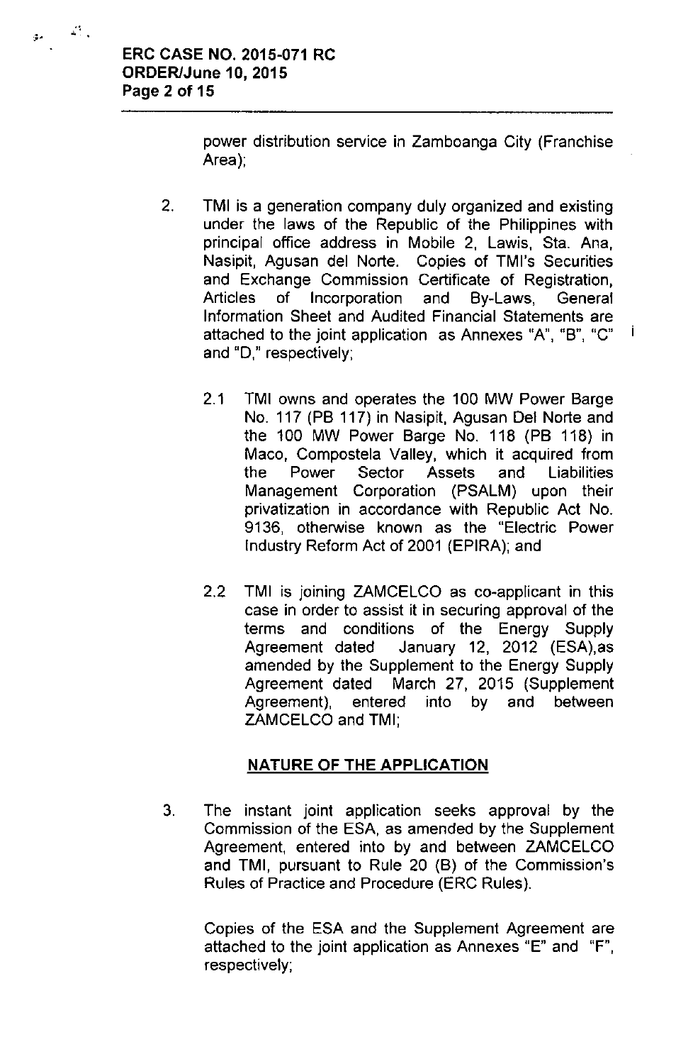power distribution service in Zamboanga City (Franchise Area);

2. TMI is a generation company duly organized and existing under the laws of the Republic of the Philippines with principal office address in Mobile 2, Lawis, Sta. Ana, Nasipit, Agusan del Norte. Copies of TMI's Securities and Exchange Commission Certificate of Registration, Articles of Incorporation and By-Laws, General Information Sheet and Audited Financial Statements are attached to the joint application as Annexes "A", "B", "C" and "D," respectively;

   2.1 TMI owns and operates the 100 MW Power Barge No. 117 (PB 117) in Nasipit, Agusan Del Norte and the 100 MW Power Barge No. 118 (PB 118) in Maco, Compostela Valley, which it acquired from the Power Sector Assets and Liabilities Management Corporation (PSALM) upon their privatization in accordance with Republic Act No. 9136, otherwise known as the "Electric Power Industry Reform Act of 2001 (EPIRA); and

   2.2 TMI is joining ZAMCELCO as co-applicant in this case in order to assist it in securing approval of the terms and conditions of the Energy Supply Agreement dated January 12, 2012 (ESA),as amended by the Supplement to the Energy Supply Agreement dated March 27, 2015 (Supplement Agreement), entered into by and between ZAMCELCO and TMI;

## NATURE OF THE APPLICATION

3. The instant joint application seeks approval by the Commission of the ESA, as amended by the Supplement Agreement, entered into by and between ZAMCELCO and TMI, pursuant to Rule 20 (B) of the Commission's Rules of Practice and Procedure (ERC Rules).

   Copies of the ESA and the Supplement Agreement are attached to the joint application as Annexes "E" and "F", respectively;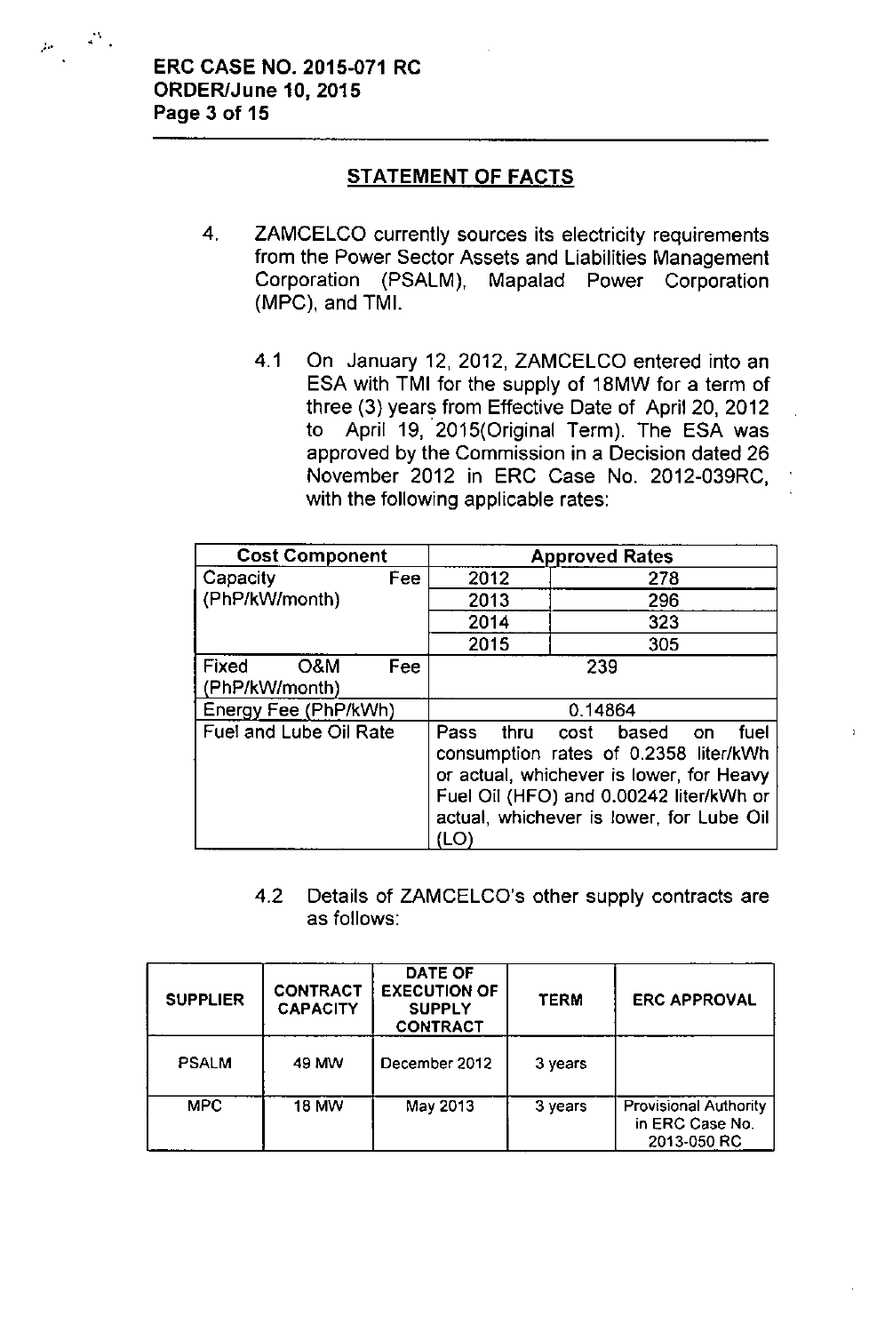## STATEMENT OF FACTS

4. ZAMCELCO currently sources its electricity requirements from the Power Sector Assets and Liabilities Management Corporation (PSALM), Mapalad Power Corporation (MPC), and TMI.

   4.1 On January 12, 2012, ZAMCELCO entered into an ESA with TMI for the supply of 18MW for a term of three (3) years from Effective Date of April 20, 2012 to April 19, 2015(Original Term). The ESA was approved by the Commission in a Decision dated 26 November 2012 in ERC Case No. 2012-039RC, with the following applicable rates:

| Cost Component | Approved Rates | |
|---|---|---|
| Capacity Fee (PhP/kW/month) | 2012 | 278 |
| | 2013 | 296 |
| | 2014 | 323 |
| | 2015 | 305 |
| Fixed O&M Fee (PhP/kW/month) | 239 | |
| Energy Fee (PhP/kWh) | 0.14864 | |
| Fuel and Lube Oil Rate | Pass thru cost based on fuel consumption rates of 0.2358 liter/kWh or actual, whichever is lower, for Heavy Fuel Oil (HFO) and 0.00242 liter/kWh or actual, whichever is lower, for Lube Oil (LO) | |

   4.2 Details of ZAMCELCO's other supply contracts are as follows:

| SUPPLIER | CONTRACT CAPACITY | DATE OF EXECUTION OF SUPPLY CONTRACT | TERM | ERC APPROVAL |
|---|---|---|---|---|
| PSALM | 49 MW | December 2012 | 3 years | |
| MPC | 18 MW | May 2013 | 3 years | Provisional Authority in ERC Case No. 2013-050 RC |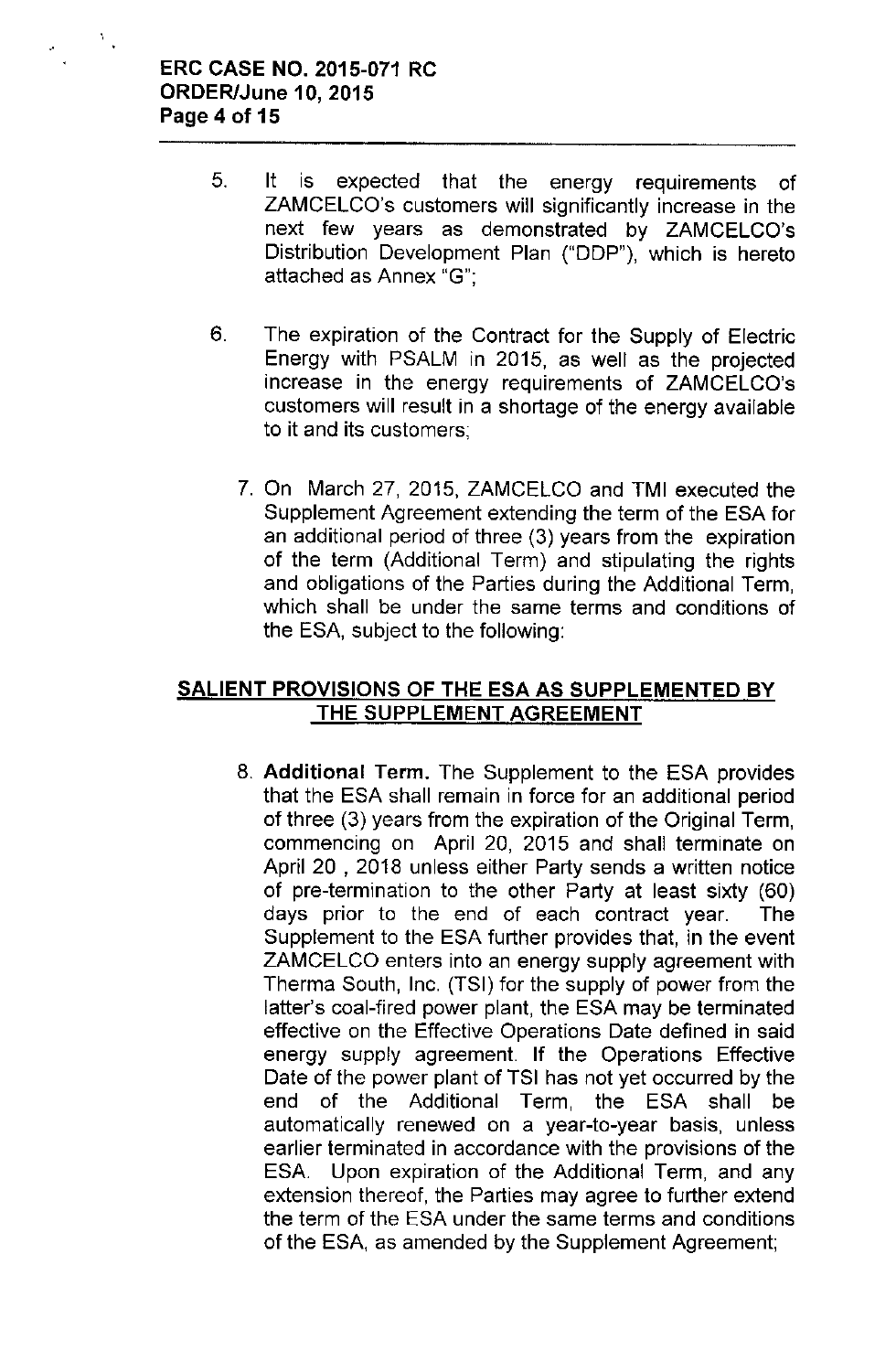5. It is expected that the energy requirements of ZAMCELCO's customers will significantly increase in the next few years as demonstrated by ZAMCELCO's Distribution Development Plan ("DDP"), which is hereto attached as Annex "G";

6. The expiration of the Contract for the Supply of Electric Energy with PSALM in 2015, as well as the projected increase in the energy requirements of ZAMCELCO's customers will result in a shortage of the energy available to it and its customers;

7. On March 27, 2015, ZAMCELCO and TMI executed the Supplement Agreement extending the term of the ESA for an additional period of three (3) years from the expiration of the term (Additional Term) and stipulating the rights and obligations of the Parties during the Additional Term, which shall be under the same terms and conditions of the ESA, subject to the following:

## SALIENT PROVISIONS OF THE ESA AS SUPPLEMENTED BY THE SUPPLEMENT AGREEMENT

8. **Additional Term.** The Supplement to the ESA provides that the ESA shall remain in force for an additional period of three (3) years from the expiration of the Original Term, commencing on April 20, 2015 and shall terminate on April 20 , 2018 unless either Party sends a written notice of pre-termination to the other Party at least sixty (60) days prior to the end of each contract year. The Supplement to the ESA further provides that, in the event ZAMCELCO enters into an energy supply agreement with Therma South, Inc. (TSI) for the supply of power from the latter's coal-fired power plant, the ESA may be terminated effective on the Effective Operations Date defined in said energy supply agreement. If the Operations Effective Date of the power plant of TSI has not yet occurred by the end of the Additional Term, the ESA shall be automatically renewed on a year-to-year basis, unless earlier terminated in accordance with the provisions of the ESA. Upon expiration of the Additional Term, and any extension thereof, the Parties may agree to further extend the term of the ESA under the same terms and conditions of the ESA, as amended by the Supplement Agreement;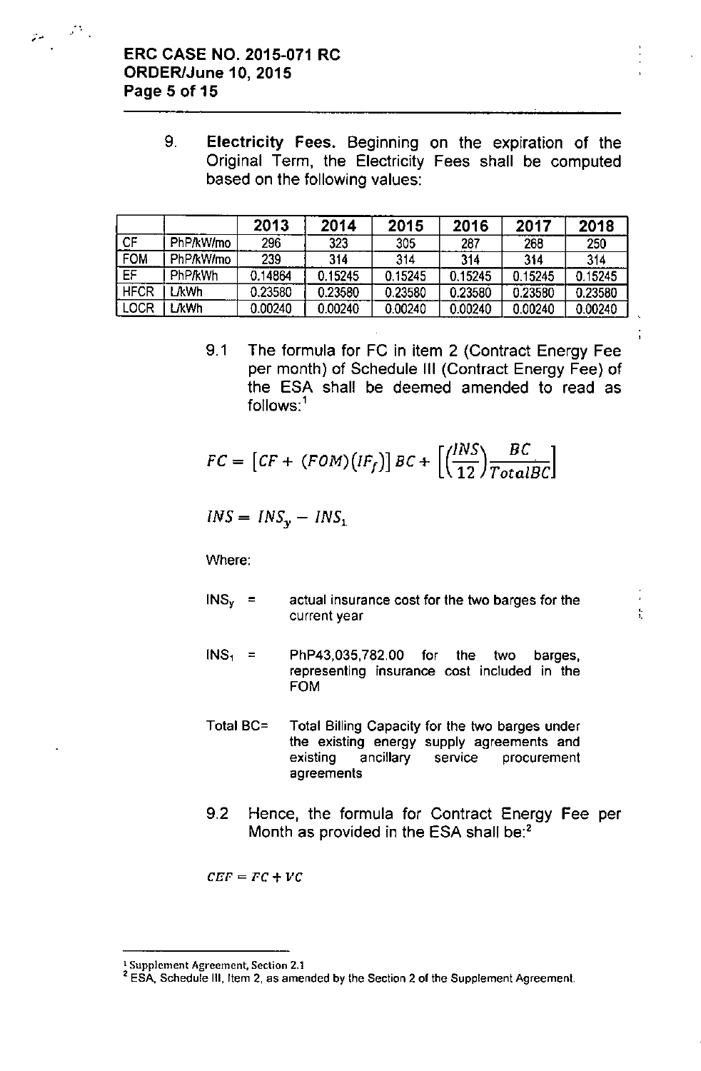9. **Electricity Fees.** Beginning on the expiration of the Original Term, the Electricity Fees shall be computed based on the following values:

| | | 2013 | 2014 | 2015 | 2016 | 2017 | 2018 |
|---|---|---|---|---|---|---|---|
| CF | PhP/kW/mo | 296 | 323 | 305 | 287 | 268 | 250 |
| FOM | PhP/kW/mo | 239 | 314 | 314 | 314 | 314 | 314 |
| EF | PhP/kWh | 0.14864 | 0.15245 | 0.15245 | 0.15245 | 0.15245 | 0.15245 |
| HFCR | L/kWh | 0.23580 | 0.23580 | 0.23580 | 0.23580 | 0.23580 | 0.23580 |
| LOCR | L/kWh | 0.00240 | 0.00240 | 0.00240 | 0.00240 | 0.00240 | 0.00240 |

9.1 The formula for FC in item 2 (Contract Energy Fee per month) of Schedule III (Contract Energy Fee) of the ESA shall be deemed amended to read as follows:[1]

$$FC = \left[CF + (FOM)(IF_f)\right] BC + \left[\left(\frac{INS}{12}\right)\frac{BC}{TotalBC}\right]$$

$$INS = INS_y - INS_1$$

Where:

$INS_y$ = actual insurance cost for the two barges for the current year

$INS_1$ = PhP43,035,782.00 for the two barges, representing insurance cost included in the FOM

Total BC= Total Billing Capacity for the two barges under the existing energy supply agreements and existing ancillary service procurement agreements

9.2 Hence, the formula for Contract Energy Fee per Month as provided in the ESA shall be:[2]

$$CEF = FC + VC$$

---

[1] Supplement Agreement, Section 2.1

[2] ESA, Schedule III, Item 2, as amended by the Section 2 of the Supplement Agreement.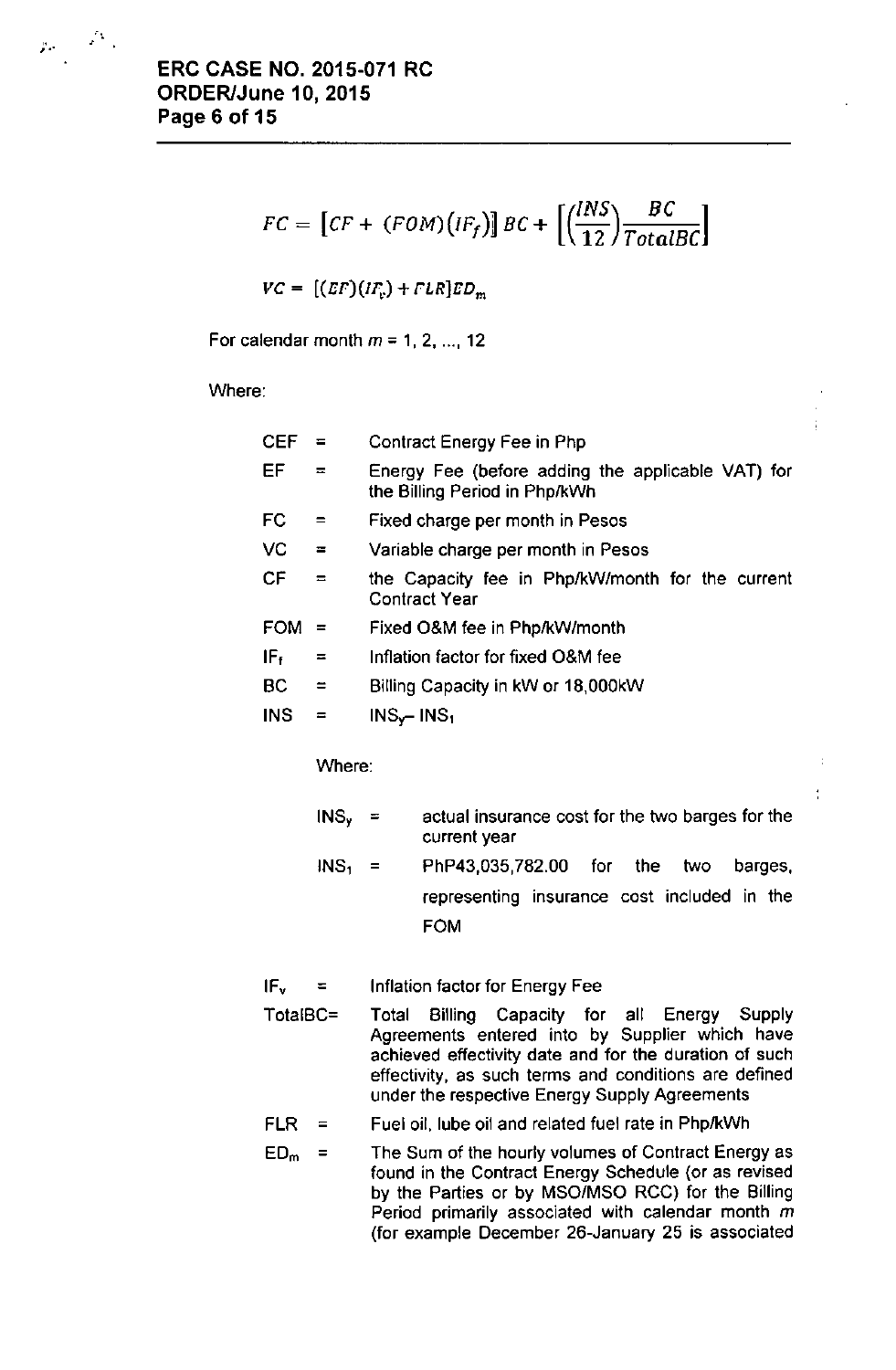$$FC = \left[CF + (FOM)(IF_f)\right] BC + \left[\left(\frac{INS}{12}\right)\frac{BC}{TotalBC}\right]$$

$$VC = \left[(EF)(IF_v) + FLR\right] ED_m$$

For calendar month $m$ = 1, 2, ..., 12

Where:

| | | |
|---|---|---|
| CEF | = | Contract Energy Fee in Php |
| EF | = | Energy Fee (before adding the applicable VAT) for the Billing Period in Php/kWh |
| FC | = | Fixed charge per month in Pesos |
| VC | = | Variable charge per month in Pesos |
| CF | = | the Capacity fee in Php/kW/month for the current Contract Year |
| FOM | = | Fixed O&M fee in Php/kW/month |
| $IF_f$ | = | Inflation factor for fixed O&M fee |
| BC | = | Billing Capacity in kW or 18,000kW |
| INS | = | $INS_y - INS_1$ |

Where:

| | | |
|---|---|---|
| $INS_y$ | = | actual insurance cost for the two barges for the current year |
| $INS_1$ | = | PhP43,035,782.00 for the two barges, representing insurance cost included in the FOM |

| | | |
|---|---|---|
| $IF_v$ | = | Inflation factor for Energy Fee |
| TotalBC | = | Total Billing Capacity for all Energy Supply Agreements entered into by Supplier which have achieved effectivity date and for the duration of such effectivity, as such terms and conditions are defined under the respective Energy Supply Agreements |
| FLR | = | Fuel oil, lube oil and related fuel rate in Php/kWh |
| $ED_m$ | = | The Sum of the hourly volumes of Contract Energy as found in the Contract Energy Schedule (or as revised by the Parties or by MSO/MSO RCC) for the Billing Period primarily associated with calendar month $m$ (for example December 26-January 25 is associated |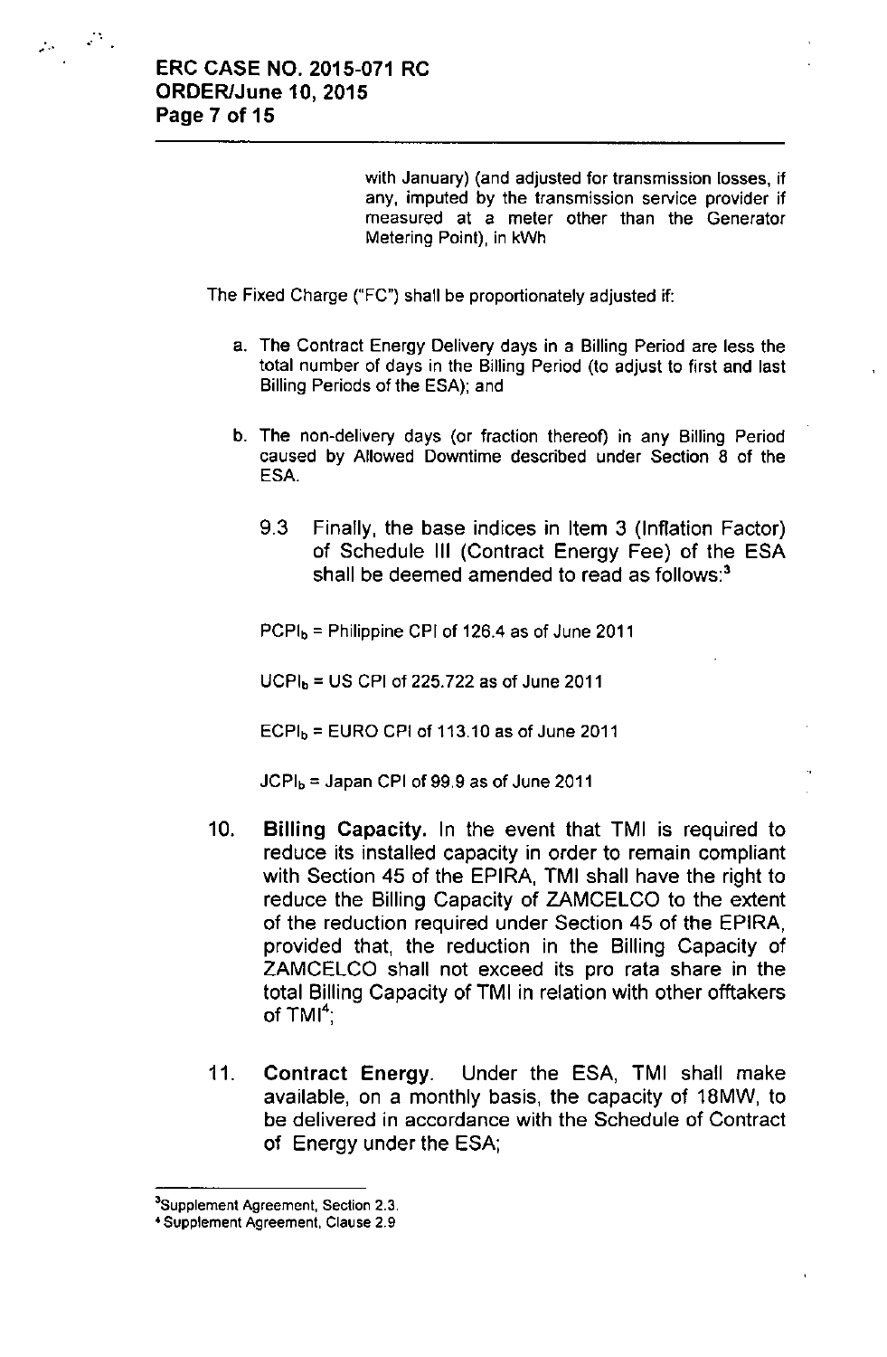with January) (and adjusted for transmission losses, if any, imputed by the transmission service provider if measured at a meter other than the Generator Metering Point), in kWh

The Fixed Charge ("FC") shall be proportionately adjusted if:

a. The Contract Energy Delivery days in a Billing Period are less the total number of days in the Billing Period (to adjust to first and last Billing Periods of the ESA); and

b. The non-delivery days (or fraction thereof) in any Billing Period caused by Allowed Downtime described under Section 8 of the ESA.

9.3 Finally, the base indices in Item 3 (Inflation Factor) of Schedule III (Contract Energy Fee) of the ESA shall be deemed amended to read as follows:[3]

$PCPI_b$ = Philippine CPI of 126.4 as of June 2011

$UCPI_b$ = US CPI of 225.722 as of June 2011

$ECPI_b$ = EURO CPI of 113.10 as of June 2011

$JCPI_b$ = Japan CPI of 99.9 as of June 2011

10. **Billing Capacity.** In the event that TMI is required to reduce its installed capacity in order to remain compliant with Section 45 of the EPIRA, TMI shall have the right to reduce the Billing Capacity of ZAMCELCO to the extent of the reduction required under Section 45 of the EPIRA, provided that, the reduction in the Billing Capacity of ZAMCELCO shall not exceed its pro rata share in the total Billing Capacity of TMI in relation with other offtakers of TMI[4];

11. **Contract Energy.** Under the ESA, TMI shall make available, on a monthly basis, the capacity of 18MW, to be delivered in accordance with the Schedule of Contract of Energy under the ESA;

---

[3] Supplement Agreement, Section 2.3.

[4] Supplement Agreement, Clause 2.9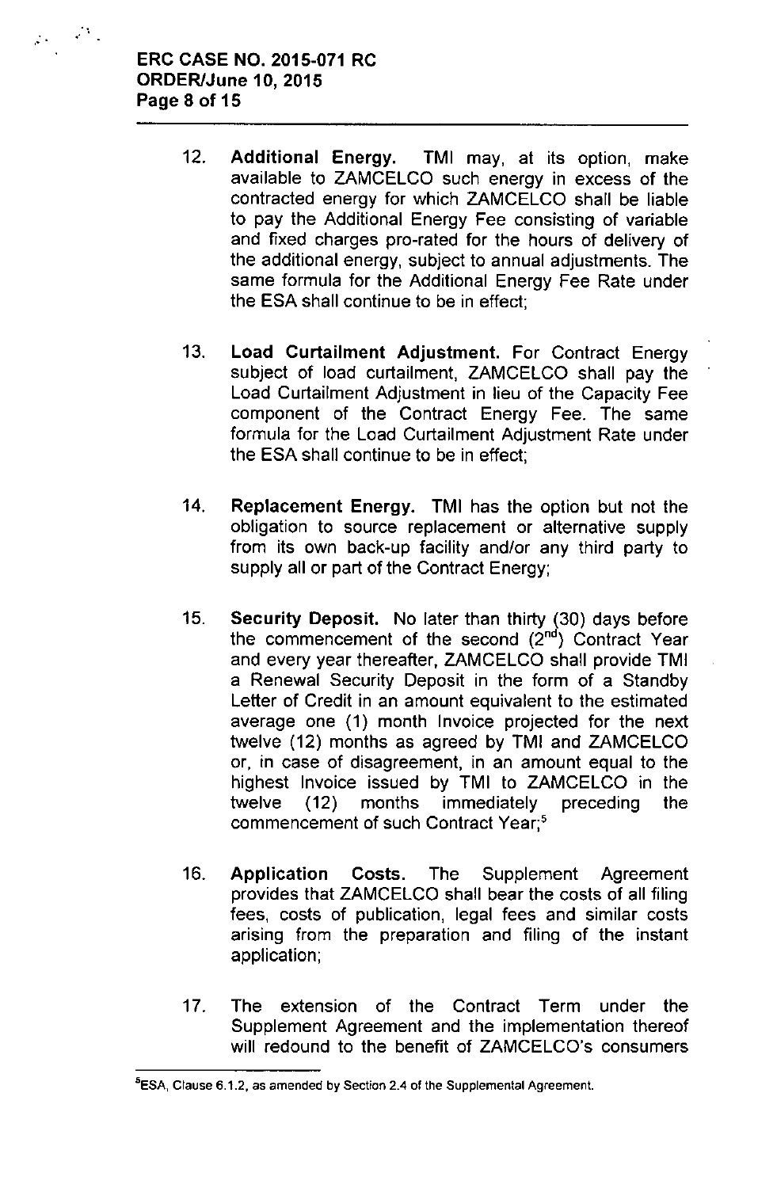12. **Additional Energy.** TMI may, at its option, make available to ZAMCELCO such energy in excess of the contracted energy for which ZAMCELCO shall be liable to pay the Additional Energy Fee consisting of variable and fixed charges pro-rated for the hours of delivery of the additional energy, subject to annual adjustments. The same formula for the Additional Energy Fee Rate under the ESA shall continue to be in effect;

13. **Load Curtailment Adjustment.** For Contract Energy subject of load curtailment, ZAMCELCO shall pay the Load Curtailment Adjustment in lieu of the Capacity Fee component of the Contract Energy Fee. The same formula for the Load Curtailment Adjustment Rate under the ESA shall continue to be in effect;

14. **Replacement Energy.** TMI has the option but not the obligation to source replacement or alternative supply from its own back-up facility and/or any third party to supply all or part of the Contract Energy;

15. **Security Deposit.** No later than thirty (30) days before the commencement of the second (2nd) Contract Year and every year thereafter, ZAMCELCO shall provide TMI a Renewal Security Deposit in the form of a Standby Letter of Credit in an amount equivalent to the estimated average one (1) month Invoice projected for the next twelve (12) months as agreed by TMI and ZAMCELCO or, in case of disagreement, in an amount equal to the highest Invoice issued by TMI to ZAMCELCO in the twelve (12) months immediately preceding the commencement of such Contract Year;[5]

16. **Application Costs.** The Supplement Agreement provides that ZAMCELCO shall bear the costs of all filing fees, costs of publication, legal fees and similar costs arising from the preparation and filing of the instant application;

17. The extension of the Contract Term under the Supplement Agreement and the implementation thereof will redound to the benefit of ZAMCELCO's consumers

---

[5]ESA, Clause 6.1.2, as amended by Section 2.4 of the Supplemental Agreement.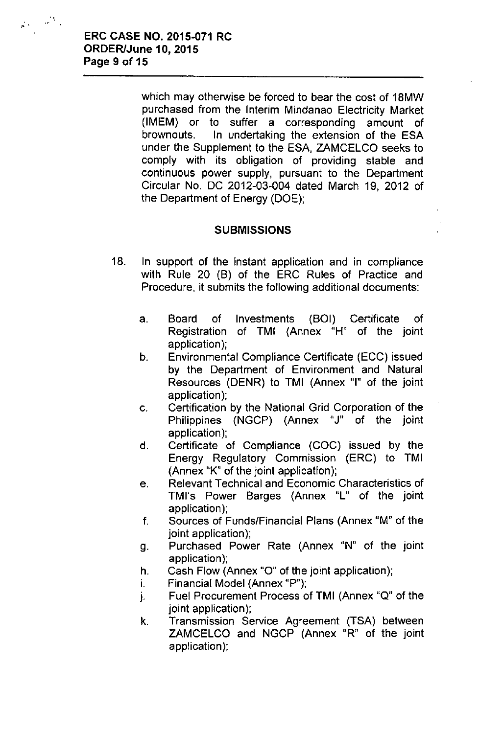which may otherwise be forced to bear the cost of 18MW purchased from the Interim Mindanao Electricity Market (IMEM) or to suffer a corresponding amount of brownouts. In undertaking the extension of the ESA under the Supplement to the ESA, ZAMCELCO seeks to comply with its obligation of providing stable and continuous power supply, pursuant to the Department Circular No. DC 2012-03-004 dated March 19, 2012 of the Department of Energy (DOE);

## SUBMISSIONS

18. In support of the instant application and in compliance with Rule 20 (B) of the ERC Rules of Practice and Procedure, it submits the following additional documents:

    a. Board of Investments (BOI) Certificate of Registration of TMI (Annex "H" of the joint application);
    b. Environmental Compliance Certificate (ECC) issued by the Department of Environment and Natural Resources (DENR) to TMI (Annex "I" of the joint application);
    c. Certification by the National Grid Corporation of the Philippines (NGCP) (Annex "J" of the joint application);
    d. Certificate of Compliance (COC) issued by the Energy Regulatory Commission (ERC) to TMI (Annex "K" of the joint application);
    e. Relevant Technical and Economic Characteristics of TMI's Power Barges (Annex "L" of the joint application);
    f. Sources of Funds/Financial Plans (Annex "M" of the joint application);
    g. Purchased Power Rate (Annex "N" of the joint application);
    h. Cash Flow (Annex "O" of the joint application);
    i. Financial Model (Annex "P");
    j. Fuel Procurement Process of TMI (Annex "Q" of the joint application);
    k. Transmission Service Agreement (TSA) between ZAMCELCO and NGCP (Annex "R" of the joint application);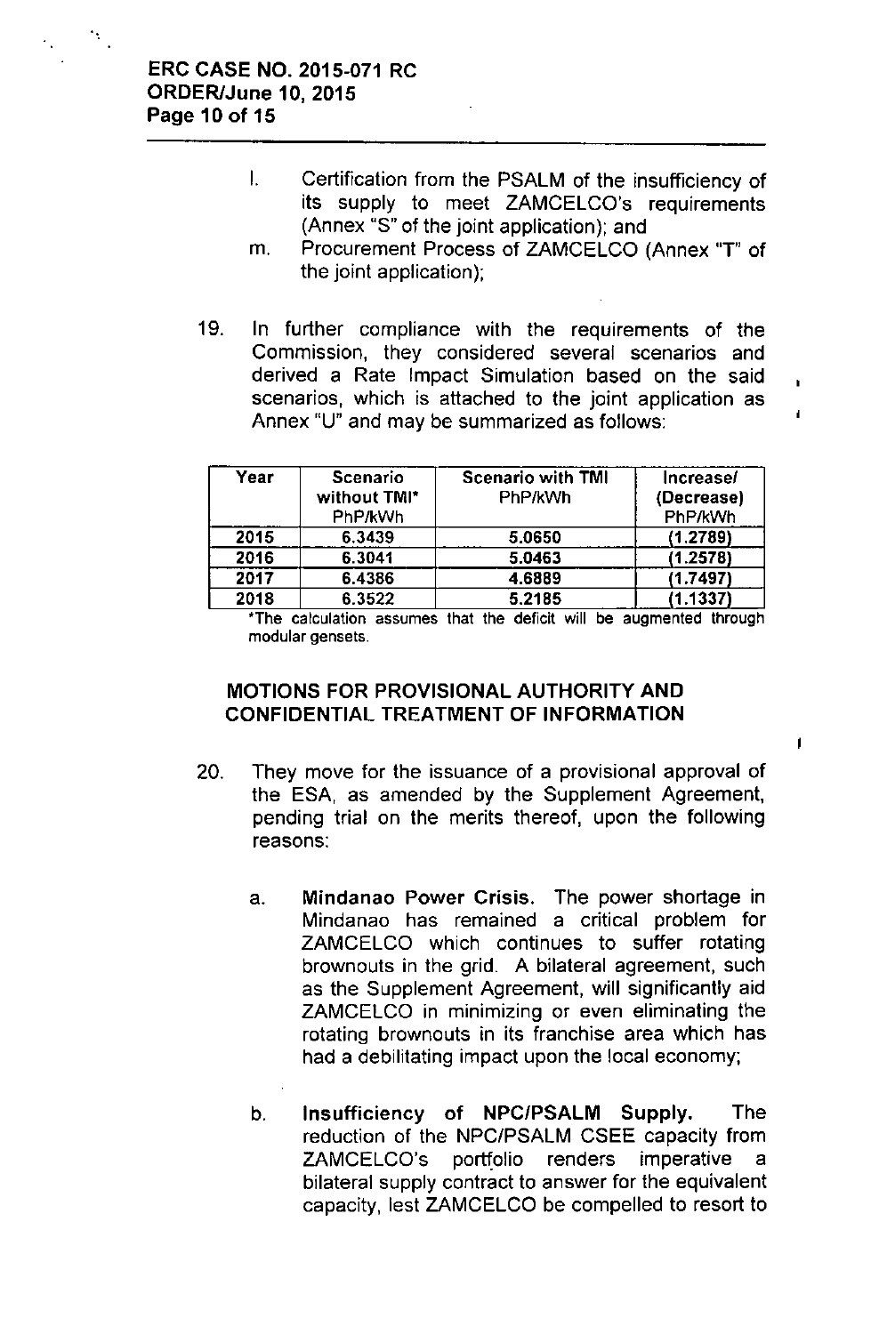l. Certification from the PSALM of the insufficiency of its supply to meet ZAMCELCO's requirements (Annex "S" of the joint application); and

m. Procurement Process of ZAMCELCO (Annex "T" of the joint application);

19. In further compliance with the requirements of the Commission, they considered several scenarios and derived a Rate Impact Simulation based on the said scenarios, which is attached to the joint application as Annex "U" and may be summarized as follows:

| Year | Scenario without TMI* PhP/kWh | Scenario with TMI PhP/kWh | Increase/ (Decrease) PhP/kWh |
|---|---|---|---|
| 2015 | 6.3439 | 5.0650 | (1.2789) |
| 2016 | 6.3041 | 5.0463 | (1.2578) |
| 2017 | 6.4386 | 4.6889 | (1.7497) |
| 2018 | 6.3522 | 5.2185 | (1.1337) |

*The calculation assumes that the deficit will be augmented through modular gensets.

## MOTIONS FOR PROVISIONAL AUTHORITY AND CONFIDENTIAL TREATMENT OF INFORMATION

20. They move for the issuance of a provisional approval of the ESA, as amended by the Supplement Agreement, pending trial on the merits thereof, upon the following reasons:

a. **Mindanao Power Crisis.** The power shortage in Mindanao has remained a critical problem for ZAMCELCO which continues to suffer rotating brownouts in the grid. A bilateral agreement, such as the Supplement Agreement, will significantly aid ZAMCELCO in minimizing or even eliminating the rotating brownouts in its franchise area which has had a debilitating impact upon the local economy;

b. **Insufficiency of NPC/PSALM Supply.** The reduction of the NPC/PSALM CSEE capacity from ZAMCELCO's portfolio renders imperative a bilateral supply contract to answer for the equivalent capacity, lest ZAMCELCO be compelled to resort to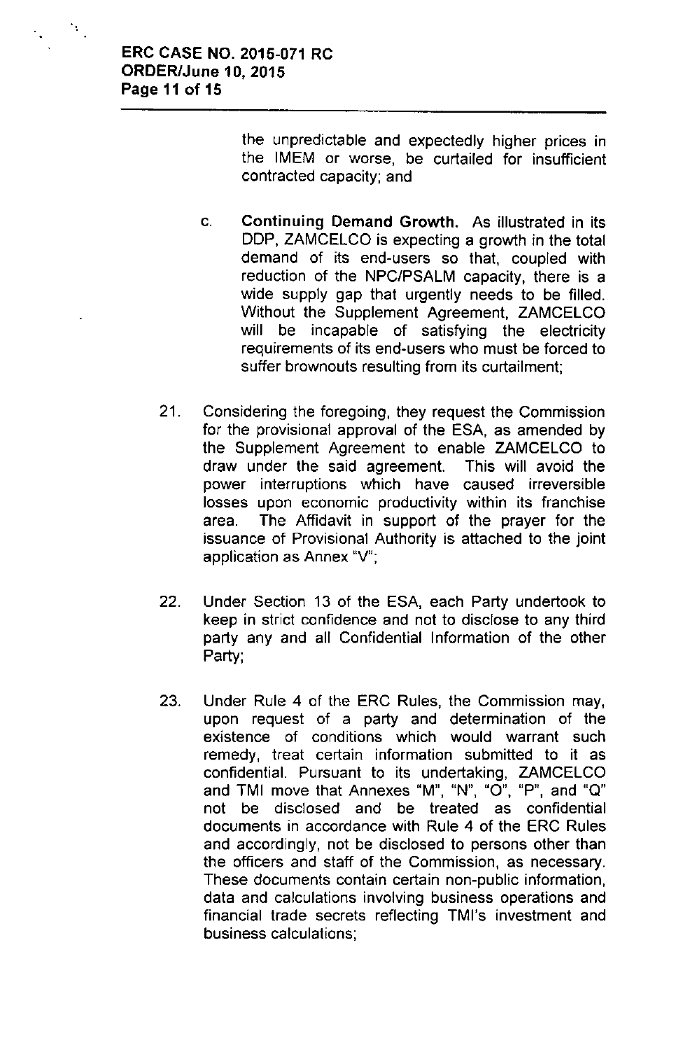the unpredictable and expectedly higher prices in the IMEM or worse, be curtailed for insufficient contracted capacity; and

c. **Continuing Demand Growth.** As illustrated in its DDP, ZAMCELCO is expecting a growth in the total demand of its end-users so that, coupled with reduction of the NPC/PSALM capacity, there is a wide supply gap that urgently needs to be filled. Without the Supplement Agreement, ZAMCELCO will be incapable of satisfying the electricity requirements of its end-users who must be forced to suffer brownouts resulting from its curtailment;

21. Considering the foregoing, they request the Commission for the provisional approval of the ESA, as amended by the Supplement Agreement to enable ZAMCELCO to draw under the said agreement. This will avoid the power interruptions which have caused irreversible losses upon economic productivity within its franchise area. The Affidavit in support of the prayer for the issuance of Provisional Authority is attached to the joint application as Annex "V";

22. Under Section 13 of the ESA, each Party undertook to keep in strict confidence and not to disclose to any third party any and all Confidential Information of the other Party;

23. Under Rule 4 of the ERC Rules, the Commission may, upon request of a party and determination of the existence of conditions which would warrant such remedy, treat certain information submitted to it as confidential. Pursuant to its undertaking, ZAMCELCO and TMI move that Annexes "M", "N", "O", "P", and "Q" not be disclosed and be treated as confidential documents in accordance with Rule 4 of the ERC Rules and accordingly, not be disclosed to persons other than the officers and staff of the Commission, as necessary. These documents contain certain non-public information, data and calculations involving business operations and financial trade secrets reflecting TMI's investment and business calculations;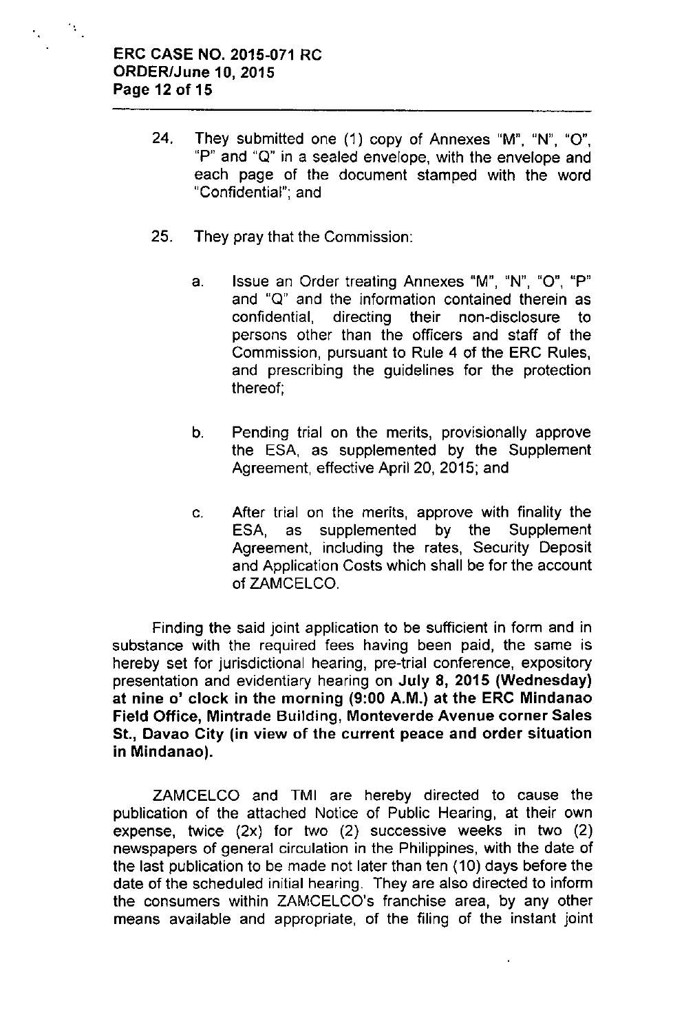24. They submitted one (1) copy of Annexes "M", "N", "O", "P" and "Q" in a sealed envelope, with the envelope and each page of the document stamped with the word "Confidential"; and

25. They pray that the Commission:

    a. Issue an Order treating Annexes "M", "N", "O", "P" and "Q" and the information contained therein as confidential, directing their non-disclosure to persons other than the officers and staff of the Commission, pursuant to Rule 4 of the ERC Rules, and prescribing the guidelines for the protection thereof;

    b. Pending trial on the merits, provisionally approve the ESA, as supplemented by the Supplement Agreement, effective April 20, 2015; and

    c. After trial on the merits, approve with finality the ESA, as supplemented by the Supplement Agreement, including the rates, Security Deposit and Application Costs which shall be for the account of ZAMCELCO.

Finding the said joint application to be sufficient in form and in substance with the required fees having been paid, the same is hereby set for jurisdictional hearing, pre-trial conference, expository presentation and evidentiary hearing on **July 8, 2015 (Wednesday) at nine o' clock in the morning (9:00 A.M.) at the ERC Mindanao Field Office, Mintrade Building, Monteverde Avenue corner Sales St., Davao City (in view of the current peace and order situation in Mindanao).**

ZAMCELCO and TMI are hereby directed to cause the publication of the attached Notice of Public Hearing, at their own expense, twice (2x) for two (2) successive weeks in two (2) newspapers of general circulation in the Philippines, with the date of the last publication to be made not later than ten (10) days before the date of the scheduled initial hearing. They are also directed to inform the consumers within ZAMCELCO's franchise area, by any other means available and appropriate, of the filing of the instant joint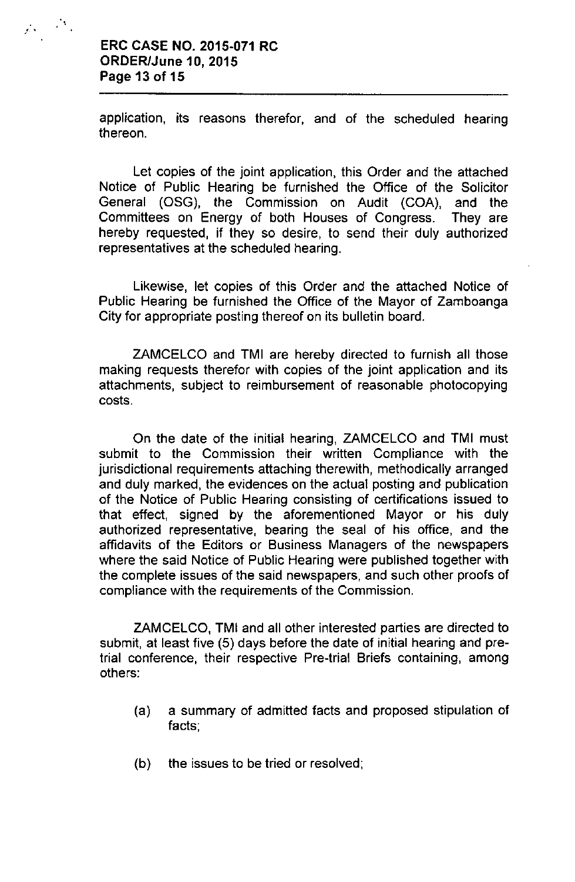application, its reasons therefor, and of the scheduled hearing thereon.

Let copies of the joint application, this Order and the attached Notice of Public Hearing be furnished the Office of the Solicitor General (OSG), the Commission on Audit (COA), and the Committees on Energy of both Houses of Congress. They are hereby requested, if they so desire, to send their duly authorized representatives at the scheduled hearing.

Likewise, let copies of this Order and the attached Notice of Public Hearing be furnished the Office of the Mayor of Zamboanga City for appropriate posting thereof on its bulletin board.

ZAMCELCO and TMI are hereby directed to furnish all those making requests therefor with copies of the joint application and its attachments, subject to reimbursement of reasonable photocopying costs.

On the date of the initial hearing, ZAMCELCO and TMI must submit to the Commission their written Compliance with the jurisdictional requirements attaching therewith, methodically arranged and duly marked, the evidences on the actual posting and publication of the Notice of Public Hearing consisting of certifications issued to that effect, signed by the aforementioned Mayor or his duly authorized representative, bearing the seal of his office, and the affidavits of the Editors or Business Managers of the newspapers where the said Notice of Public Hearing were published together with the complete issues of the said newspapers, and such other proofs of compliance with the requirements of the Commission.

ZAMCELCO, TMI and all other interested parties are directed to submit, at least five (5) days before the date of initial hearing and pre-trial conference, their respective Pre-trial Briefs containing, among others:

(a) a summary of admitted facts and proposed stipulation of facts;

(b) the issues to be tried or resolved;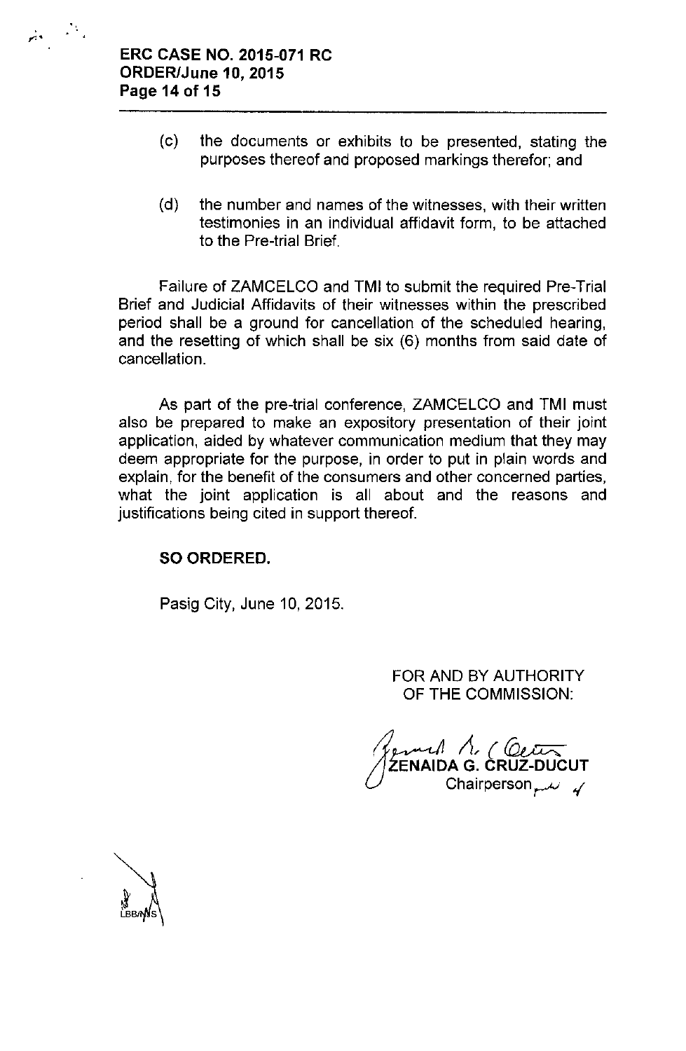(c) the documents or exhibits to be presented, stating the purposes thereof and proposed markings therefor; and

(d) the number and names of the witnesses, with their written testimonies in an individual affidavit form, to be attached to the Pre-trial Brief.

Failure of ZAMCELCO and TMI to submit the required Pre-Trial Brief and Judicial Affidavits of their witnesses within the prescribed period shall be a ground for cancellation of the scheduled hearing, and the resetting of which shall be six (6) months from said date of cancellation.

As part of the pre-trial conference, ZAMCELCO and TMI must also be prepared to make an expository presentation of their joint application, aided by whatever communication medium that they may deem appropriate for the purpose, in order to put in plain words and explain, for the benefit of the consumers and other concerned parties, what the joint application is all about and the reasons and justifications being cited in support thereof.

**SO ORDERED.**

Pasig City, June 10, 2015.

FOR AND BY AUTHORITY OF THE COMMISSION:

**ZENAIDA G. CRUZ-DUCUT**
Chairperson

LBB/NS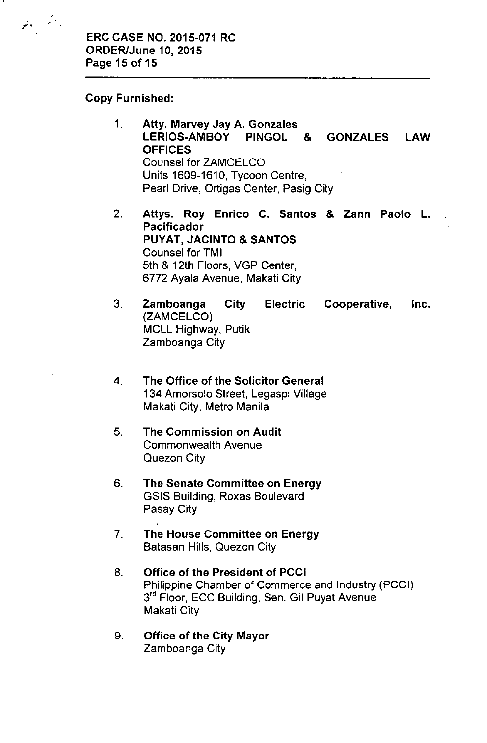**Copy Furnished:**

1. **Atty. Marvey Jay A. Gonzales**
   **LERIOS-AMBOY PINGOL & GONZALES LAW OFFICES**
   Counsel for ZAMCELCO
   Units 1609-1610, Tycoon Centre,
   Pearl Drive, Ortigas Center, Pasig City

2. **Attys. Roy Enrico C. Santos & Zann Paolo L. Pacificador**
   **PUYAT, JACINTO & SANTOS**
   Counsel for TMI
   5th & 12th Floors, VGP Center,
   6772 Ayala Avenue, Makati City

3. **Zamboanga City Electric Cooperative, Inc.**
   (ZAMCELCO)
   MCLL Highway, Putik
   Zamboanga City

4. **The Office of the Solicitor General**
   134 Amorsolo Street, Legaspi Village
   Makati City, Metro Manila

5. **The Commission on Audit**
   Commonwealth Avenue
   Quezon City

6. **The Senate Committee on Energy**
   GSIS Building, Roxas Boulevard
   Pasay City

7. **The House Committee on Energy**
   Batasan Hills, Quezon City

8. **Office of the President of PCCI**
   Philippine Chamber of Commerce and Industry (PCCI)
   3rd Floor, ECC Building, Sen. Gil Puyat Avenue
   Makati City

9. **Office of the City Mayor**
   Zamboanga City